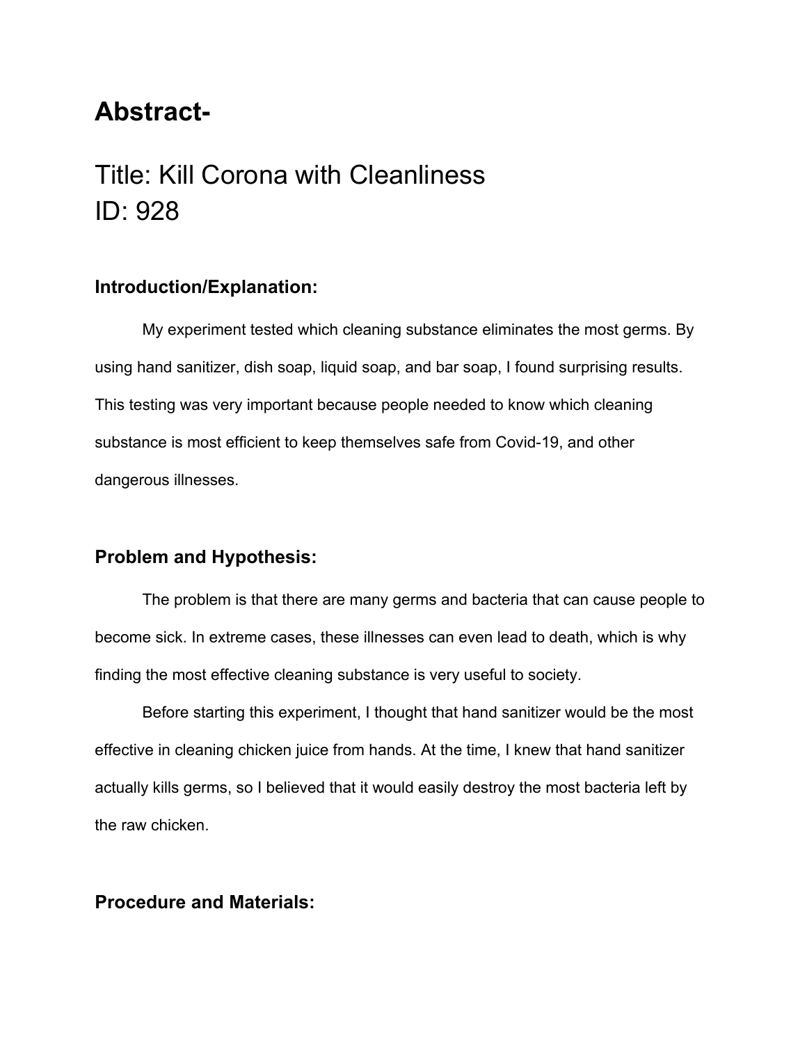# Abstract-

## Title: Kill Corona with Cleanliness
## ID: 928

### Introduction/Explanation:

My experiment tested which cleaning substance eliminates the most germs. By using hand sanitizer, dish soap, liquid soap, and bar soap, I found surprising results. This testing was very important because people needed to know which cleaning substance is most efficient to keep themselves safe from Covid-19, and other dangerous illnesses.

### Problem and Hypothesis:

The problem is that there are many germs and bacteria that can cause people to become sick. In extreme cases, these illnesses can even lead to death, which is why finding the most effective cleaning substance is very useful to society.

Before starting this experiment, I thought that hand sanitizer would be the most effective in cleaning chicken juice from hands. At the time, I knew that hand sanitizer actually kills germs, so I believed that it would easily destroy the most bacteria left by the raw chicken.

### Procedure and Materials: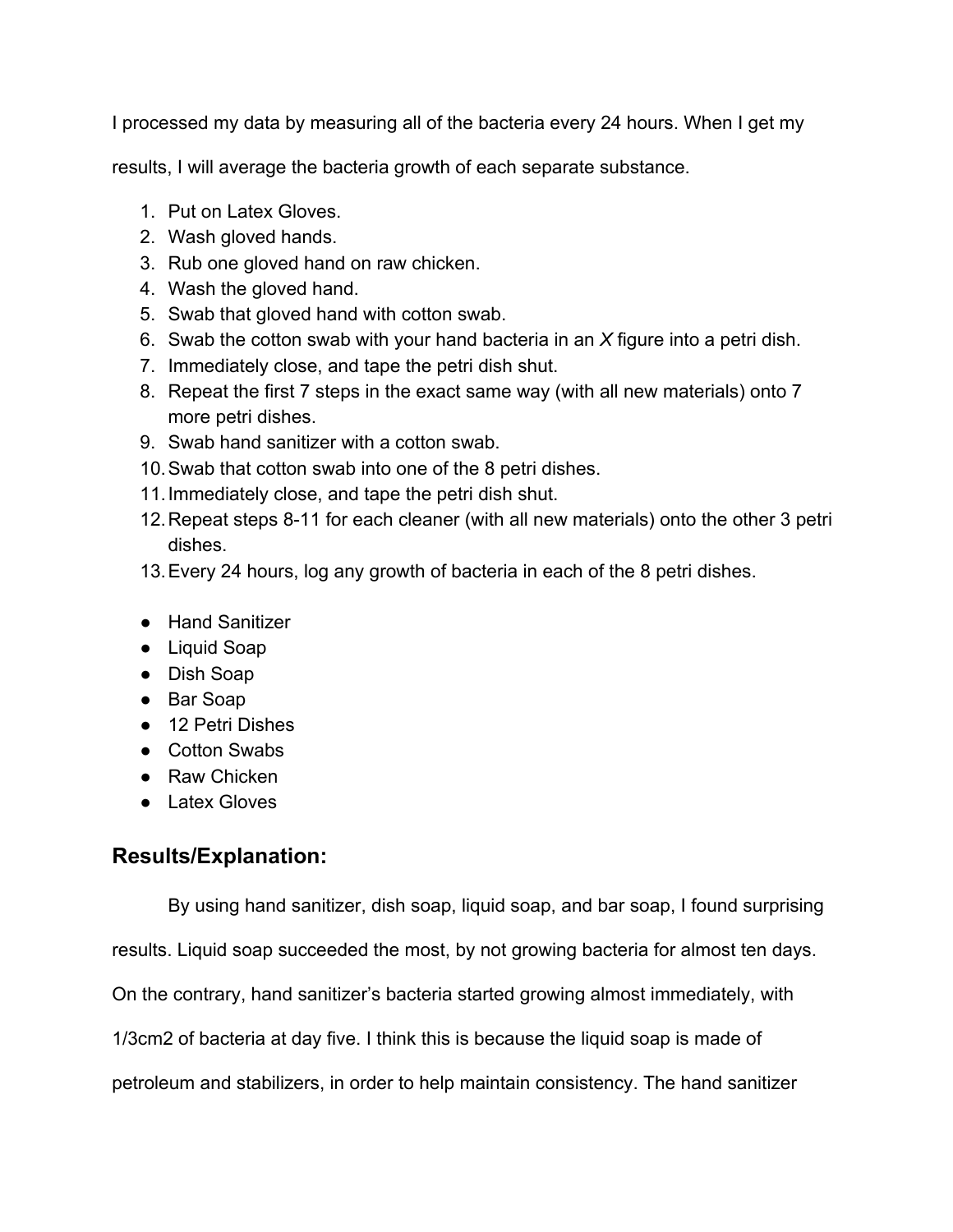I processed my data by measuring all of the bacteria every 24 hours. When I get my results, I will average the bacteria growth of each separate substance.

1. Put on Latex Gloves.
2. Wash gloved hands.
3. Rub one gloved hand on raw chicken.
4. Wash the gloved hand.
5. Swab that gloved hand with cotton swab.
6. Swab the cotton swab with your hand bacteria in an *X* figure into a petri dish.
7. Immediately close, and tape the petri dish shut.
8. Repeat the first 7 steps in the exact same way (with all new materials) onto 7 more petri dishes.
9. Swab hand sanitizer with a cotton swab.
10. Swab that cotton swab into one of the 8 petri dishes.
11. Immediately close, and tape the petri dish shut.
12. Repeat steps 8-11 for each cleaner (with all new materials) onto the other 3 petri dishes.
13. Every 24 hours, log any growth of bacteria in each of the 8 petri dishes.

- Hand Sanitizer
- Liquid Soap
- Dish Soap
- Bar Soap
- 12 Petri Dishes
- Cotton Swabs
- Raw Chicken
- Latex Gloves

## Results/Explanation:

By using hand sanitizer, dish soap, liquid soap, and bar soap, I found surprising results. Liquid soap succeeded the most, by not growing bacteria for almost ten days. On the contrary, hand sanitizer's bacteria started growing almost immediately, with 1/3cm2 of bacteria at day five. I think this is because the liquid soap is made of petroleum and stabilizers, in order to help maintain consistency. The hand sanitizer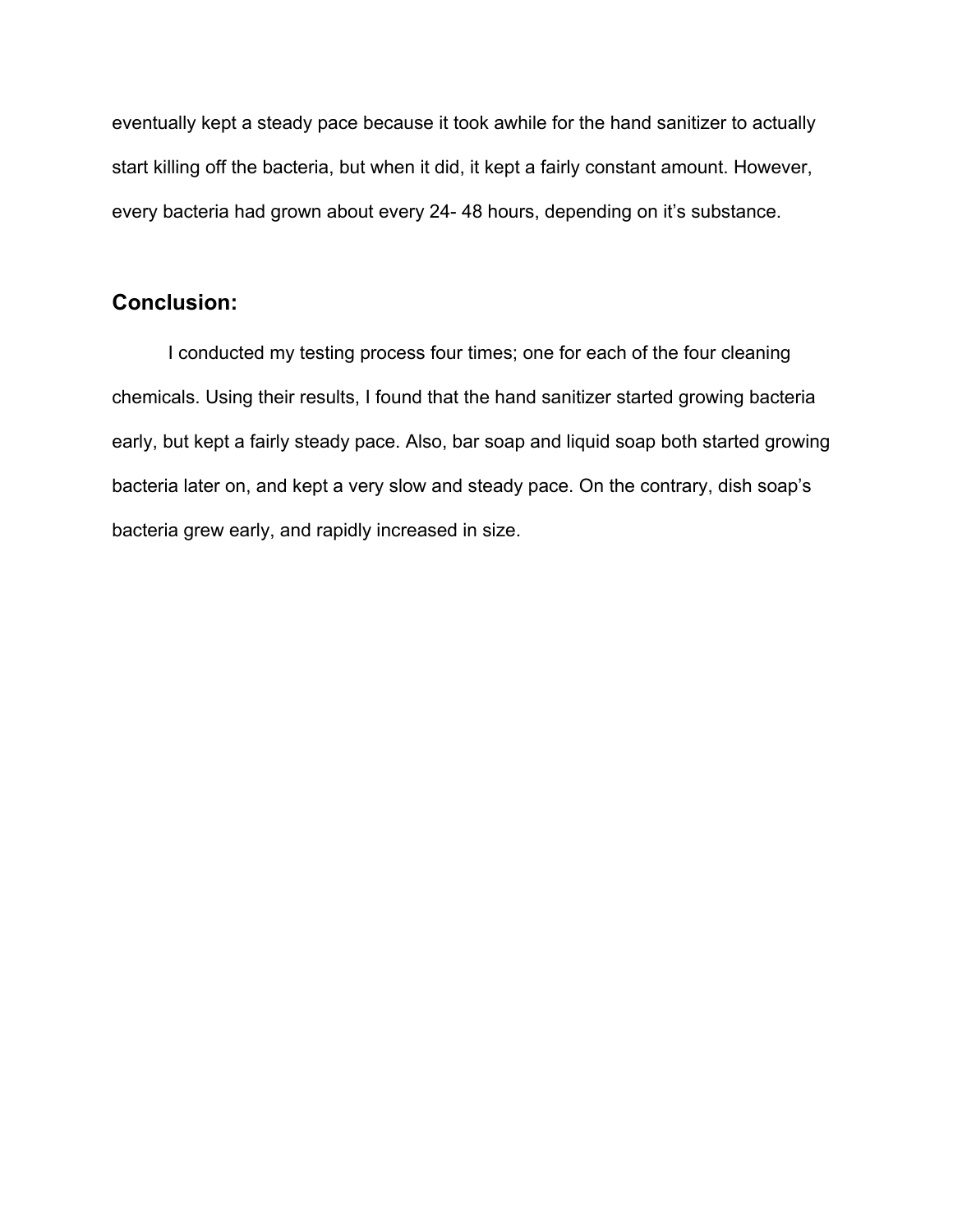eventually kept a steady pace because it took awhile for the hand sanitizer to actually start killing off the bacteria, but when it did, it kept a fairly constant amount. However, every bacteria had grown about every 24- 48 hours, depending on it's substance.

## Conclusion:

I conducted my testing process four times; one for each of the four cleaning chemicals. Using their results, I found that the hand sanitizer started growing bacteria early, but kept a fairly steady pace. Also, bar soap and liquid soap both started growing bacteria later on, and kept a very slow and steady pace. On the contrary, dish soap's bacteria grew early, and rapidly increased in size.